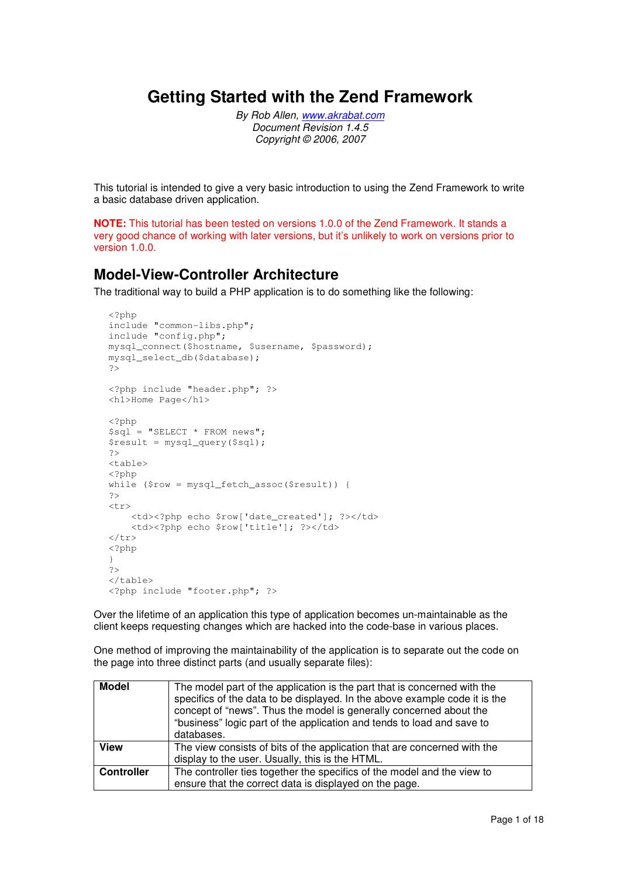# Getting Started with the Zend Framework

*By Rob Allen, [www.akrabat.com](http://www.akrabat.com)*
*Document Revision 1.4.5*
*Copyright © 2006, 2007*

This tutorial is intended to give a very basic introduction to using the Zend Framework to write a basic database driven application.

**NOTE:** This tutorial has been tested on versions 1.0.0 of the Zend Framework. It stands a very good chance of working with later versions, but it's unlikely to work on versions prior to version 1.0.0.

## Model-View-Controller Architecture

The traditional way to build a PHP application is to do something like the following:

```
<?php
include "common-libs.php";
include "config.php";
mysql_connect($hostname, $username, $password);
mysql_select_db($database);
?>

<?php include "header.php"; ?>
<h1>Home Page</h1>

<?php
$sql = "SELECT * FROM news";
$result = mysql_query($sql);
?>
<table>
<?php
while ($row = mysql_fetch_assoc($result)) {
?>
<tr>
    <td><?php echo $row['date_created']; ?></td>
    <td><?php echo $row['title']; ?></td>
</tr>
<?php
}
?>
</table>
<?php include "footer.php"; ?>
```

Over the lifetime of an application this type of application becomes un-maintainable as the client keeps requesting changes which are hacked into the code-base in various places.

One method of improving the maintainability of the application is to separate out the code on the page into three distinct parts (and usually separate files):

| | |
|---|---|
| **Model** | The model part of the application is the part that is concerned with the specifics of the data to be displayed. In the above example code it is the concept of "news". Thus the model is generally concerned about the "business" logic part of the application and tends to load and save to databases. |
| **View** | The view consists of bits of the application that are concerned with the display to the user. Usually, this is the HTML. |
| **Controller** | The controller ties together the specifics of the model and the view to ensure that the correct data is displayed on the page. |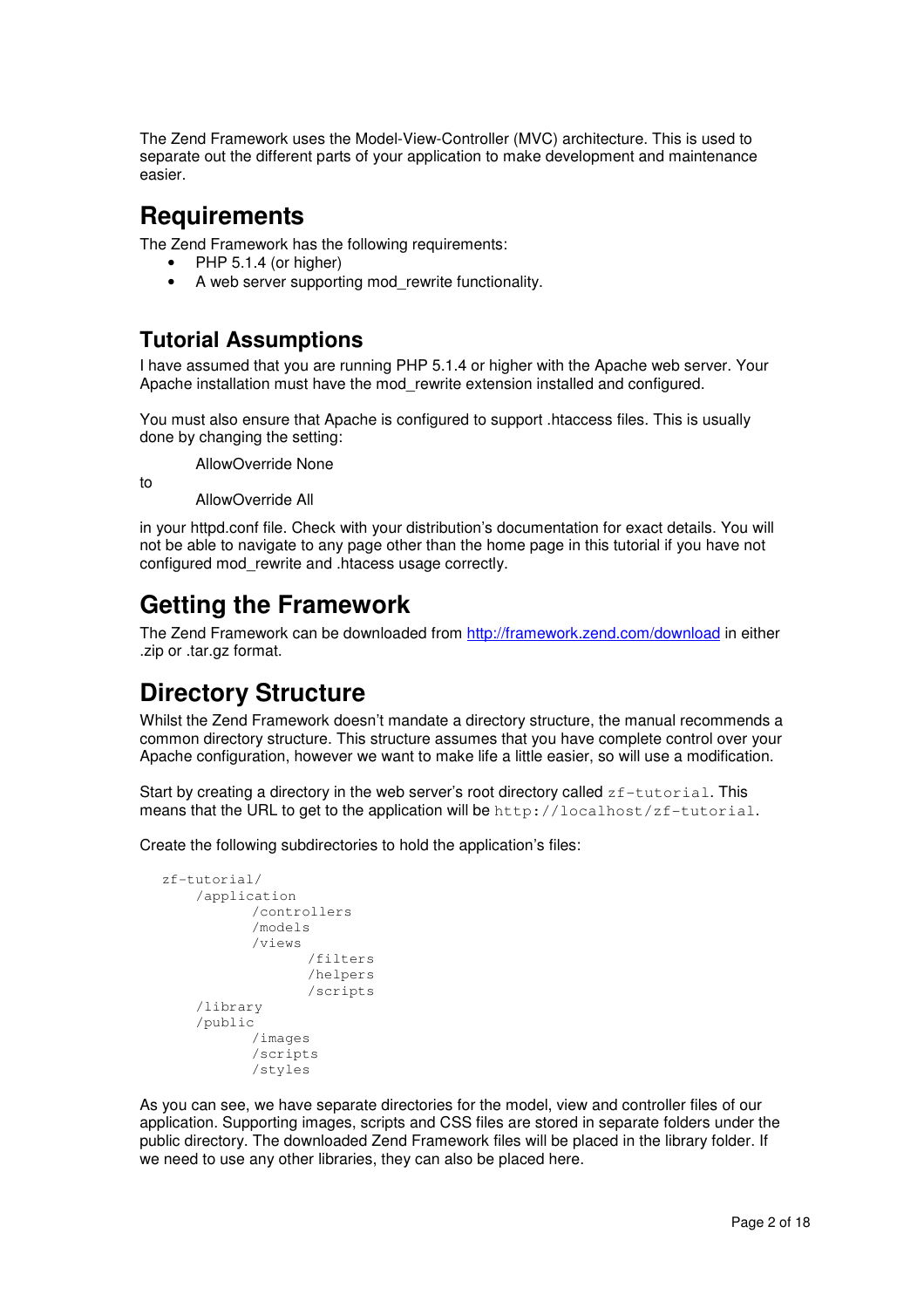The Zend Framework uses the Model-View-Controller (MVC) architecture. This is used to separate out the different parts of your application to make development and maintenance easier.

# Requirements

The Zend Framework has the following requirements:

- PHP 5.1.4 (or higher)
- A web server supporting mod_rewrite functionality.

## Tutorial Assumptions

I have assumed that you are running PHP 5.1.4 or higher with the Apache web server. Your Apache installation must have the mod_rewrite extension installed and configured.

You must also ensure that Apache is configured to support .htaccess files. This is usually done by changing the setting:

    AllowOverride None

to

    AllowOverride All

in your httpd.conf file. Check with your distribution's documentation for exact details. You will not be able to navigate to any page other than the home page in this tutorial if you have not configured mod_rewrite and .htacess usage correctly.

# Getting the Framework

The Zend Framework can be downloaded from [http://framework.zend.com/download](http://framework.zend.com/download) in either .zip or .tar.gz format.

# Directory Structure

Whilst the Zend Framework doesn't mandate a directory structure, the manual recommends a common directory structure. This structure assumes that you have complete control over your Apache configuration, however we want to make life a little easier, so will use a modification.

Start by creating a directory in the web server's root directory called `zf-tutorial`. This means that the URL to get to the application will be `http://localhost/zf-tutorial`.

Create the following subdirectories to hold the application's files:

```
zf-tutorial/
    /application
        /controllers
        /models
        /views
            /filters
            /helpers
            /scripts
    /library
    /public
        /images
        /scripts
        /styles
```

As you can see, we have separate directories for the model, view and controller files of our application. Supporting images, scripts and CSS files are stored in separate folders under the public directory. The downloaded Zend Framework files will be placed in the library folder. If we need to use any other libraries, they can also be placed here.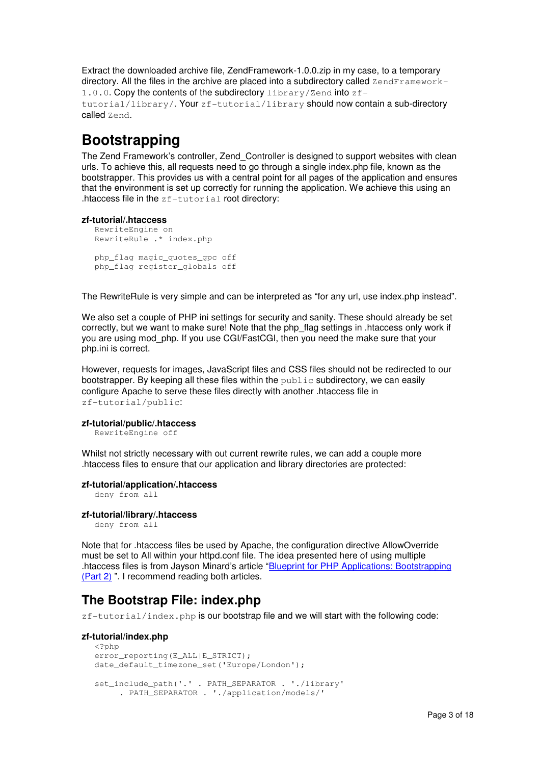Extract the downloaded archive file, ZendFramework-1.0.0.zip in my case, to a temporary directory. All the files in the archive are placed into a subdirectory called `ZendFramework-1.0.0`. Copy the contents of the subdirectory `library/Zend` into `zf-tutorial/library/`. Your `zf-tutorial/library` should now contain a sub-directory called `Zend`.

# Bootstrapping

The Zend Framework's controller, Zend_Controller is designed to support websites with clean urls. To achieve this, all requests need to go through a single index.php file, known as the bootstrapper. This provides us with a central point for all pages of the application and ensures that the environment is set up correctly for running the application. We achieve this using an .htaccess file in the `zf-tutorial` root directory:

**zf-tutorial/.htaccess**

```
RewriteEngine on
RewriteRule .* index.php

php_flag magic_quotes_gpc off
php_flag register_globals off
```

The RewriteRule is very simple and can be interpreted as "for any url, use index.php instead".

We also set a couple of PHP ini settings for security and sanity. These should already be set correctly, but we want to make sure! Note that the php_flag settings in .htaccess only work if you are using mod_php. If you use CGI/FastCGI, then you need the make sure that your php.ini is correct.

However, requests for images, JavaScript files and CSS files should not be redirected to our bootstrapper. By keeping all these files within the `public` subdirectory, we can easily configure Apache to serve these files directly with another .htaccess file in `zf-tutorial/public`:

**zf-tutorial/public/.htaccess**

```
RewriteEngine off
```

Whilst not strictly necessary with out current rewrite rules, we can add a couple more .htaccess files to ensure that our application and library directories are protected:

**zf-tutorial/application/.htaccess**

```
deny from all
```

**zf-tutorial/library/.htaccess**

```
deny from all
```

Note that for .htaccess files be used by Apache, the configuration directive AllowOverride must be set to All within your httpd.conf file. The idea presented here of using multiple .htaccess files is from Jayson Minard's article "Blueprint for PHP Applications: Bootstrapping (Part 2) ". I recommend reading both articles.

## The Bootstrap File: index.php

`zf-tutorial/index.php` is our bootstrap file and we will start with the following code:

**zf-tutorial/index.php**

```
<?php
error_reporting(E_ALL|E_STRICT);
date_default_timezone_set('Europe/London');

set_include_path('.' . PATH_SEPARATOR . './library'
     . PATH_SEPARATOR . './application/models/'
```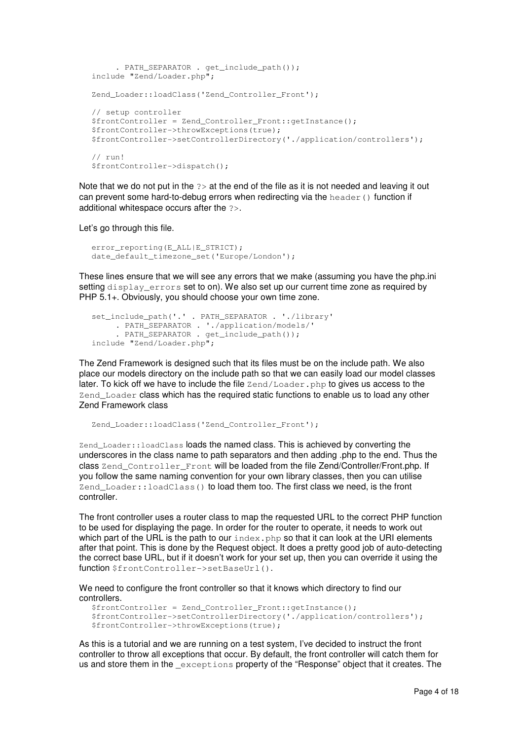```
      . PATH_SEPARATOR . get_include_path());
include "Zend/Loader.php";

Zend_Loader::loadClass('Zend_Controller_Front');

// setup controller
$frontController = Zend_Controller_Front::getInstance();
$frontController->throwExceptions(true);
$frontController->setControllerDirectory('./application/controllers');

// run!
$frontController->dispatch();
```

Note that we do not put in the `?>` at the end of the file as it is not needed and leaving it out can prevent some hard-to-debug errors when redirecting via the `header()` function if additional whitespace occurs after the `?>`.

Let's go through this file.

```
error_reporting(E_ALL|E_STRICT);
date_default_timezone_set('Europe/London');
```

These lines ensure that we will see any errors that we make (assuming you have the php.ini setting `display_errors` set to on). We also set up our current time zone as required by PHP 5.1+. Obviously, you should choose your own time zone.

```
set_include_path('.' . PATH_SEPARATOR . './library'
      . PATH_SEPARATOR . './application/models/'
      . PATH_SEPARATOR . get_include_path());
include "Zend/Loader.php";
```

The Zend Framework is designed such that its files must be on the include path. We also place our models directory on the include path so that we can easily load our model classes later. To kick off we have to include the file `Zend/Loader.php` to gives us access to the `Zend_Loader` class which has the required static functions to enable us to load any other Zend Framework class

```
Zend_Loader::loadClass('Zend_Controller_Front');
```

`Zend_Loader::loadClass` loads the named class. This is achieved by converting the underscores in the class name to path separators and then adding .php to the end. Thus the class `Zend_Controller_Front` will be loaded from the file Zend/Controller/Front.php. If you follow the same naming convention for your own library classes, then you can utilise `Zend_Loader::loadClass()` to load them too. The first class we need, is the front controller.

The front controller uses a router class to map the requested URL to the correct PHP function to be used for displaying the page. In order for the router to operate, it needs to work out which part of the URL is the path to our `index.php` so that it can look at the URI elements after that point. This is done by the Request object. It does a pretty good job of auto-detecting the correct base URL, but if it doesn't work for your set up, then you can override it using the function `$frontController->setBaseUrl()`.

We need to configure the front controller so that it knows which directory to find our controllers.

```
$frontController = Zend_Controller_Front::getInstance();
$frontController->setControllerDirectory('./application/controllers');
$frontController->throwExceptions(true);
```

As this is a tutorial and we are running on a test system, I've decided to instruct the front controller to throw all exceptions that occur. By default, the front controller will catch them for us and store them in the `_exceptions` property of the "Response" object that it creates. The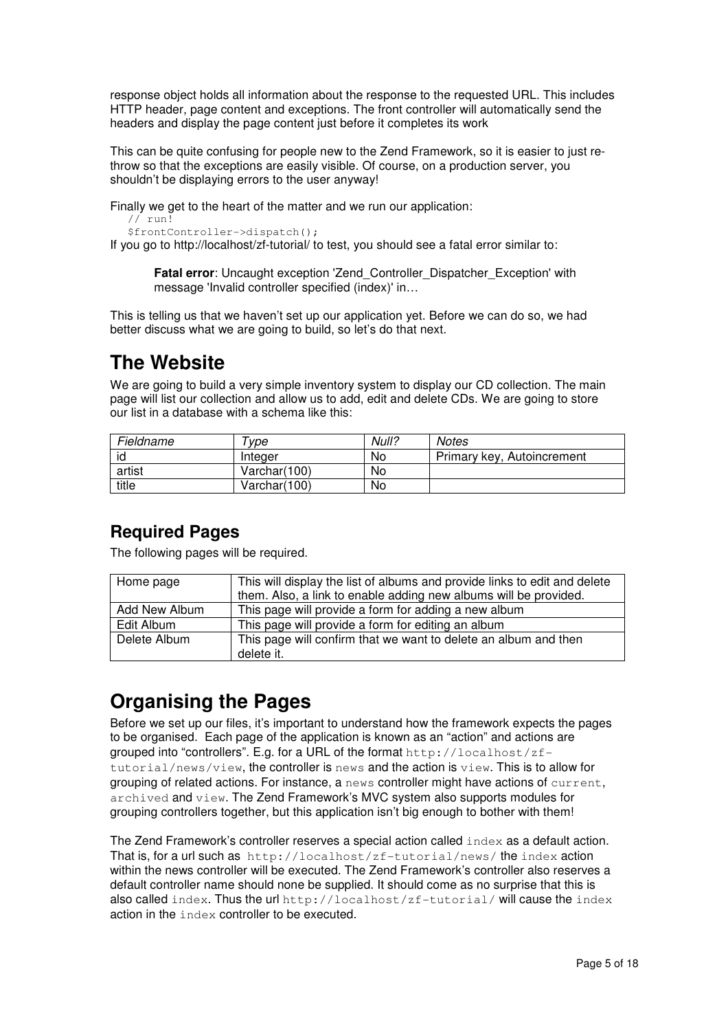response object holds all information about the response to the requested URL. This includes HTTP header, page content and exceptions. The front controller will automatically send the headers and display the page content just before it completes its work

This can be quite confusing for people new to the Zend Framework, so it is easier to just re-throw so that the exceptions are easily visible. Of course, on a production server, you shouldn't be displaying errors to the user anyway!

Finally we get to the heart of the matter and we run our application:

```
// run!
$frontController->dispatch();
```

If you go to http://localhost/zf-tutorial/ to test, you should see a fatal error similar to:

> **Fatal error**: Uncaught exception 'Zend_Controller_Dispatcher_Exception' with message 'Invalid controller specified (index)' in…

This is telling us that we haven't set up our application yet. Before we can do so, we had better discuss what we are going to build, so let's do that next.

# The Website

We are going to build a very simple inventory system to display our CD collection. The main page will list our collection and allow us to add, edit and delete CDs. We are going to store our list in a database with a schema like this:

| *Fieldname* | *Type* | *Null?* | *Notes* |
|---|---|---|---|
| id | Integer | No | Primary key, Autoincrement |
| artist | Varchar(100) | No | |
| title | Varchar(100) | No | |

## Required Pages

The following pages will be required.

| Home page | This will display the list of albums and provide links to edit and delete them. Also, a link to enable adding new albums will be provided. |
|---|---|
| Add New Album | This page will provide a form for adding a new album |
| Edit Album | This page will provide a form for editing an album |
| Delete Album | This page will confirm that we want to delete an album and then delete it. |

# Organising the Pages

Before we set up our files, it's important to understand how the framework expects the pages to be organised. Each page of the application is known as an "action" and actions are grouped into "controllers". E.g. for a URL of the format `http://localhost/zf-tutorial/news/view`, the controller is `news` and the action is `view`. This is to allow for grouping of related actions. For instance, a `news` controller might have actions of `current`, `archived` and `view`. The Zend Framework's MVC system also supports modules for grouping controllers together, but this application isn't big enough to bother with them!

The Zend Framework's controller reserves a special action called `index` as a default action. That is, for a url such as `http://localhost/zf-tutorial/news/` the `index` action within the news controller will be executed. The Zend Framework's controller also reserves a default controller name should none be supplied. It should come as no surprise that this is also called `index`. Thus the url `http://localhost/zf-tutorial/` will cause the `index` action in the `index` controller to be executed.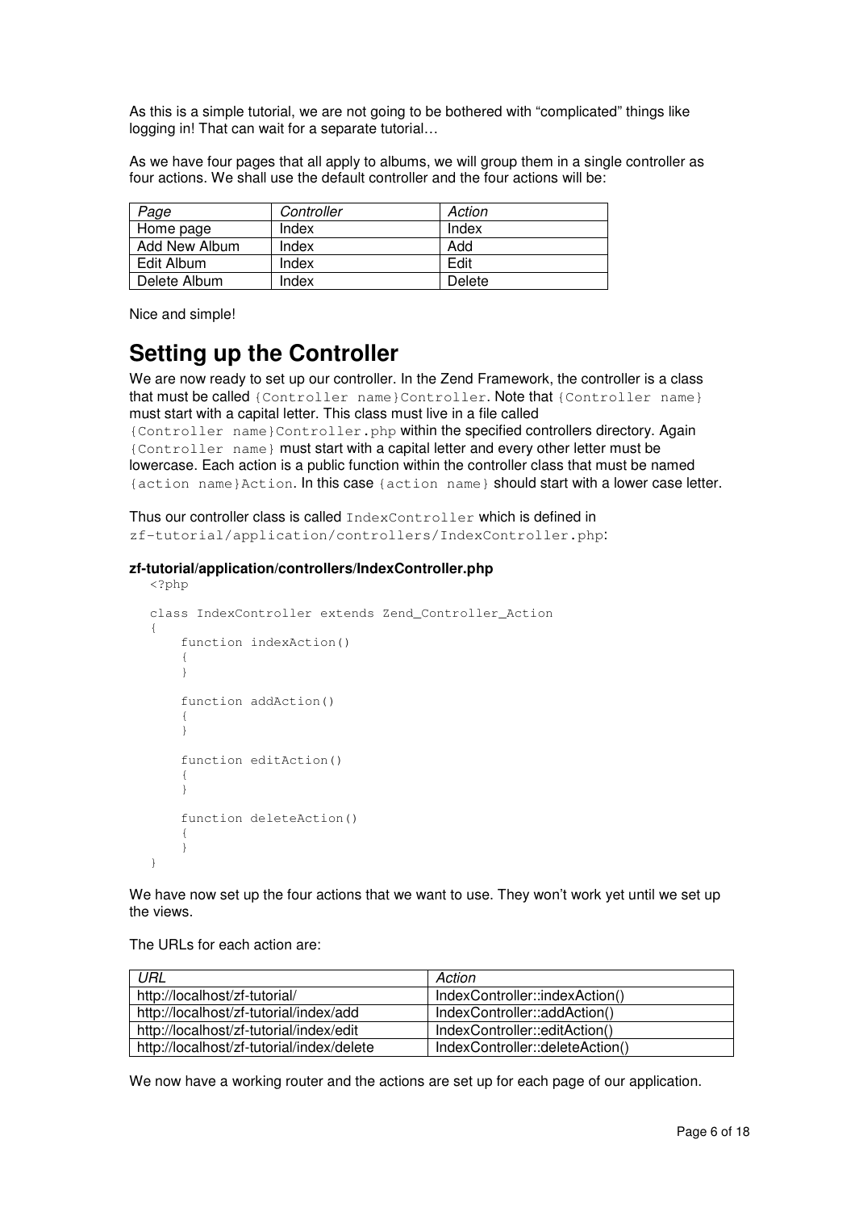As this is a simple tutorial, we are not going to be bothered with “complicated” things like logging in! That can wait for a separate tutorial…

As we have four pages that all apply to albums, we will group them in a single controller as four actions. We shall use the default controller and the four actions will be:

| *Page* | *Controller* | *Action* |
| --- | --- | --- |
| Home page | Index | Index |
| Add New Album | Index | Add |
| Edit Album | Index | Edit |
| Delete Album | Index | Delete |

Nice and simple!

## Setting up the Controller

We are now ready to set up our controller. In the Zend Framework, the controller is a class that must be called `{Controller name}Controller`. Note that `{Controller name}` must start with a capital letter. This class must live in a file called `{Controller name}Controller.php` within the specified controllers directory. Again `{Controller name}` must start with a capital letter and every other letter must be lowercase. Each action is a public function within the controller class that must be named `{action name}Action`. In this case `{action name}` should start with a lower case letter.

Thus our controller class is called `IndexController` which is defined in `zf-tutorial/application/controllers/IndexController.php`:

**zf-tutorial/application/controllers/IndexController.php**

```php
<?php

class IndexController extends Zend_Controller_Action
{
    function indexAction()
    {
    }

    function addAction()
    {
    }

    function editAction()
    {
    }

    function deleteAction()
    {
    }
}
```

We have now set up the four actions that we want to use. They won’t work yet until we set up the views.

The URLs for each action are:

| *URL* | *Action* |
| --- | --- |
| http://localhost/zf-tutorial/ | IndexController::indexAction() |
| http://localhost/zf-tutorial/index/add | IndexController::addAction() |
| http://localhost/zf-tutorial/index/edit | IndexController::editAction() |
| http://localhost/zf-tutorial/index/delete | IndexController::deleteAction() |

We now have a working router and the actions are set up for each page of our application.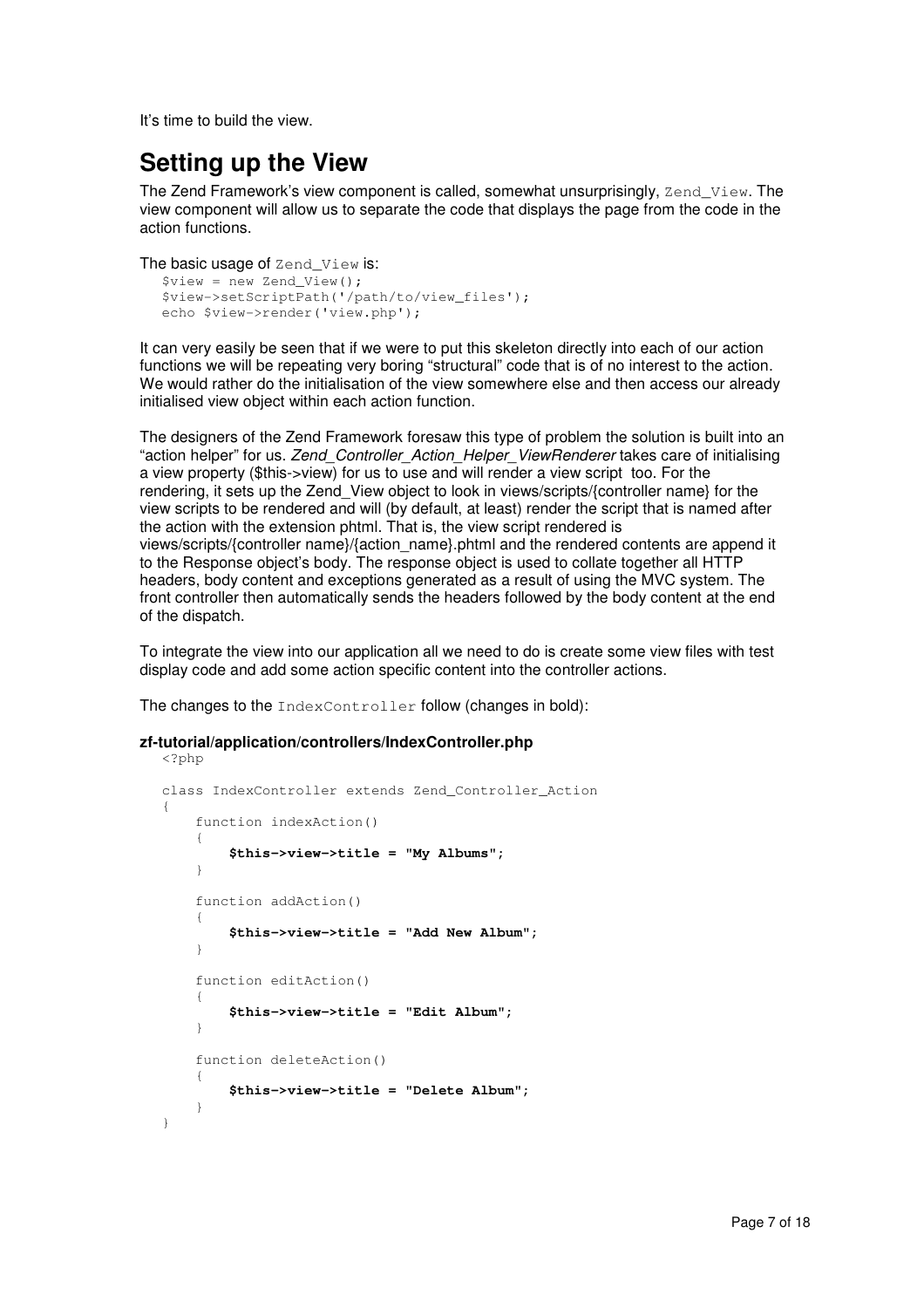It's time to build the view.

# Setting up the View

The Zend Framework's view component is called, somewhat unsurprisingly, `Zend_View`. The view component will allow us to separate the code that displays the page from the code in the action functions.

The basic usage of `Zend_View` is:

```
$view = new Zend_View();
$view->setScriptPath('/path/to/view_files');
echo $view->render('view.php');
```

It can very easily be seen that if we were to put this skeleton directly into each of our action functions we will be repeating very boring "structural" code that is of no interest to the action. We would rather do the initialisation of the view somewhere else and then access our already initialised view object within each action function.

The designers of the Zend Framework foresaw this type of problem the solution is built into an "action helper" for us. *Zend_Controller_Action_Helper_ViewRenderer* takes care of initialising a view property ($this->view) for us to use and will render a view script too. For the rendering, it sets up the Zend_View object to look in views/scripts/{controller name} for the view scripts to be rendered and will (by default, at least) render the script that is named after the action with the extension phtml. That is, the view script rendered is views/scripts/{controller name}/{action_name}.phtml and the rendered contents are append it to the Response object's body. The response object is used to collate together all HTTP headers, body content and exceptions generated as a result of using the MVC system. The front controller then automatically sends the headers followed by the body content at the end of the dispatch.

To integrate the view into our application all we need to do is create some view files with test display code and add some action specific content into the controller actions.

The changes to the `IndexController` follow (changes in bold):

**zf-tutorial/application/controllers/IndexController.php**

```
<?php

class IndexController extends Zend_Controller_Action
{
    function indexAction()
    {
        $this->view->title = "My Albums";
    }

    function addAction()
    {
        $this->view->title = "Add New Album";
    }

    function editAction()
    {
        $this->view->title = "Edit Album";
    }

    function deleteAction()
    {
        $this->view->title = "Delete Album";
    }
}
```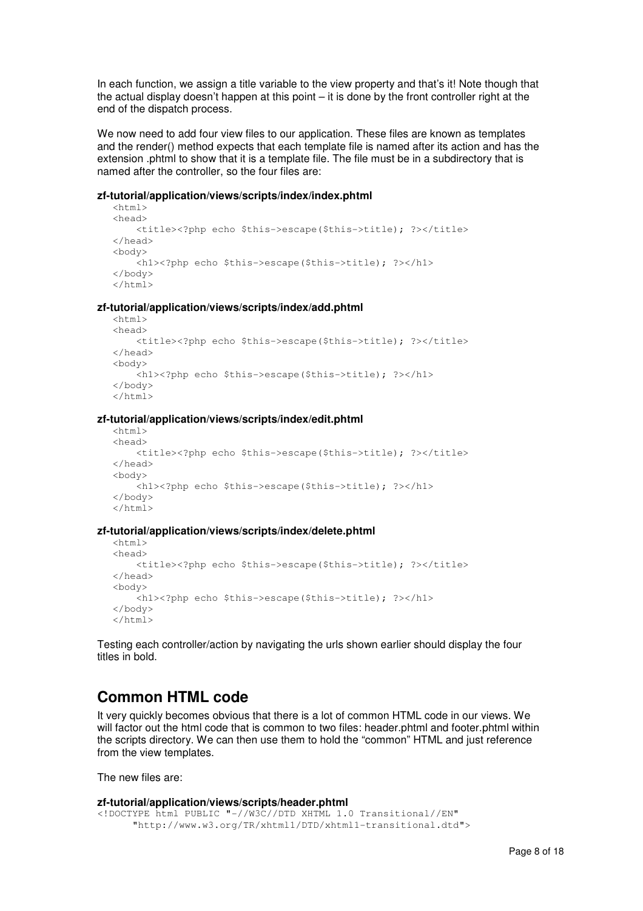In each function, we assign a title variable to the view property and that's it! Note though that the actual display doesn't happen at this point – it is done by the front controller right at the end of the dispatch process.

We now need to add four view files to our application. These files are known as templates and the render() method expects that each template file is named after its action and has the extension .phtml to show that it is a template file. The file must be in a subdirectory that is named after the controller, so the four files are:

**zf-tutorial/application/views/scripts/index/index.phtml**

```
<html>
<head>
    <title><?php echo $this->escape($this->title); ?></title>
</head>
<body>
    <h1><?php echo $this->escape($this->title); ?></h1>
</body>
</html>
```

**zf-tutorial/application/views/scripts/index/add.phtml**

```
<html>
<head>
    <title><?php echo $this->escape($this->title); ?></title>
</head>
<body>
    <h1><?php echo $this->escape($this->title); ?></h1>
</body>
</html>
```

**zf-tutorial/application/views/scripts/index/edit.phtml**

```
<html>
<head>
    <title><?php echo $this->escape($this->title); ?></title>
</head>
<body>
    <h1><?php echo $this->escape($this->title); ?></h1>
</body>
</html>
```

**zf-tutorial/application/views/scripts/index/delete.phtml**

```
<html>
<head>
    <title><?php echo $this->escape($this->title); ?></title>
</head>
<body>
    <h1><?php echo $this->escape($this->title); ?></h1>
</body>
</html>
```

Testing each controller/action by navigating the urls shown earlier should display the four titles in bold.

## Common HTML code

It very quickly becomes obvious that there is a lot of common HTML code in our views. We will factor out the html code that is common to two files: header.phtml and footer.phtml within the scripts directory. We can then use them to hold the "common" HTML and just reference from the view templates.

The new files are:

**zf-tutorial/application/views/scripts/header.phtml**

```
<!DOCTYPE html PUBLIC "-//W3C//DTD XHTML 1.0 Transitional//EN"
      "http://www.w3.org/TR/xhtml1/DTD/xhtml1-transitional.dtd">
```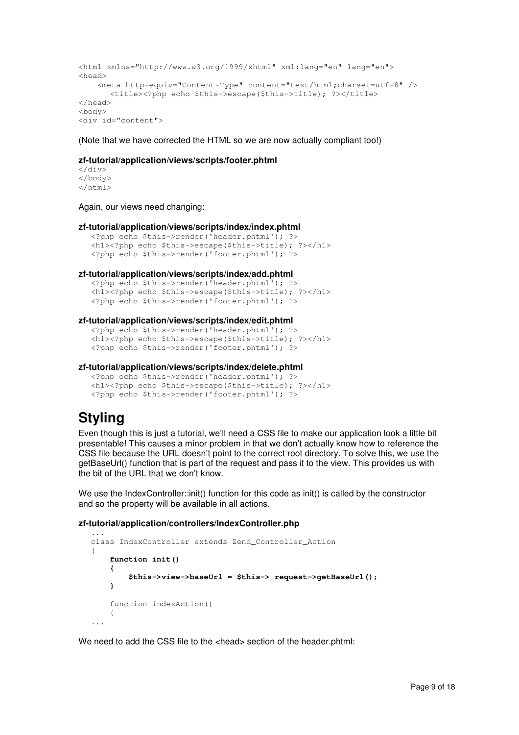```
<html xmlns="http://www.w3.org/1999/xhtml" xml:lang="en" lang="en">
<head>
    <meta http-equiv="Content-Type" content="text/html;charset=utf-8" />
      <title><?php echo $this->escape($this->title); ?></title>
</head>
<body>
<div id="content">
```

(Note that we have corrected the HTML so we are now actually compliant too!)

**zf-tutorial/application/views/scripts/footer.phtml**

```
</div>
</body>
</html>
```

Again, our views need changing:

**zf-tutorial/application/views/scripts/index/index.phtml**

```
<?php echo $this->render('header.phtml'); ?>
<h1><?php echo $this->escape($this->title); ?></h1>
<?php echo $this->render('footer.phtml'); ?>
```

**zf-tutorial/application/views/scripts/index/add.phtml**

```
<?php echo $this->render('header.phtml'); ?>
<h1><?php echo $this->escape($this->title); ?></h1>
<?php echo $this->render('footer.phtml'); ?>
```

**zf-tutorial/application/views/scripts/index/edit.phtml**

```
<?php echo $this->render('header.phtml'); ?>
<h1><?php echo $this->escape($this->title); ?></h1>
<?php echo $this->render('footer.phtml'); ?>
```

**zf-tutorial/application/views/scripts/index/delete.phtml**

```
<?php echo $this->render('header.phtml'); ?>
<h1><?php echo $this->escape($this->title); ?></h1>
<?php echo $this->render('footer.phtml'); ?>
```

# Styling

Even though this is just a tutorial, we'll need a CSS file to make our application look a little bit presentable! This causes a minor problem in that we don't actually know how to reference the CSS file because the URL doesn't point to the correct root directory. To solve this, we use the getBaseUrl() function that is part of the request and pass it to the view. This provides us with the bit of the URL that we don't know.

We use the IndexController::init() function for this code as init() is called by the constructor and so the property will be available in all actions.

**zf-tutorial/application/controllers/IndexController.php**

```
...
class IndexController extends Zend_Controller_Action
{
    function init()
    {
        $this->view->baseUrl = $this->_request->getBaseUrl();
    }

    function indexAction()
    {
...
```

We need to add the CSS file to the <head> section of the header.phtml: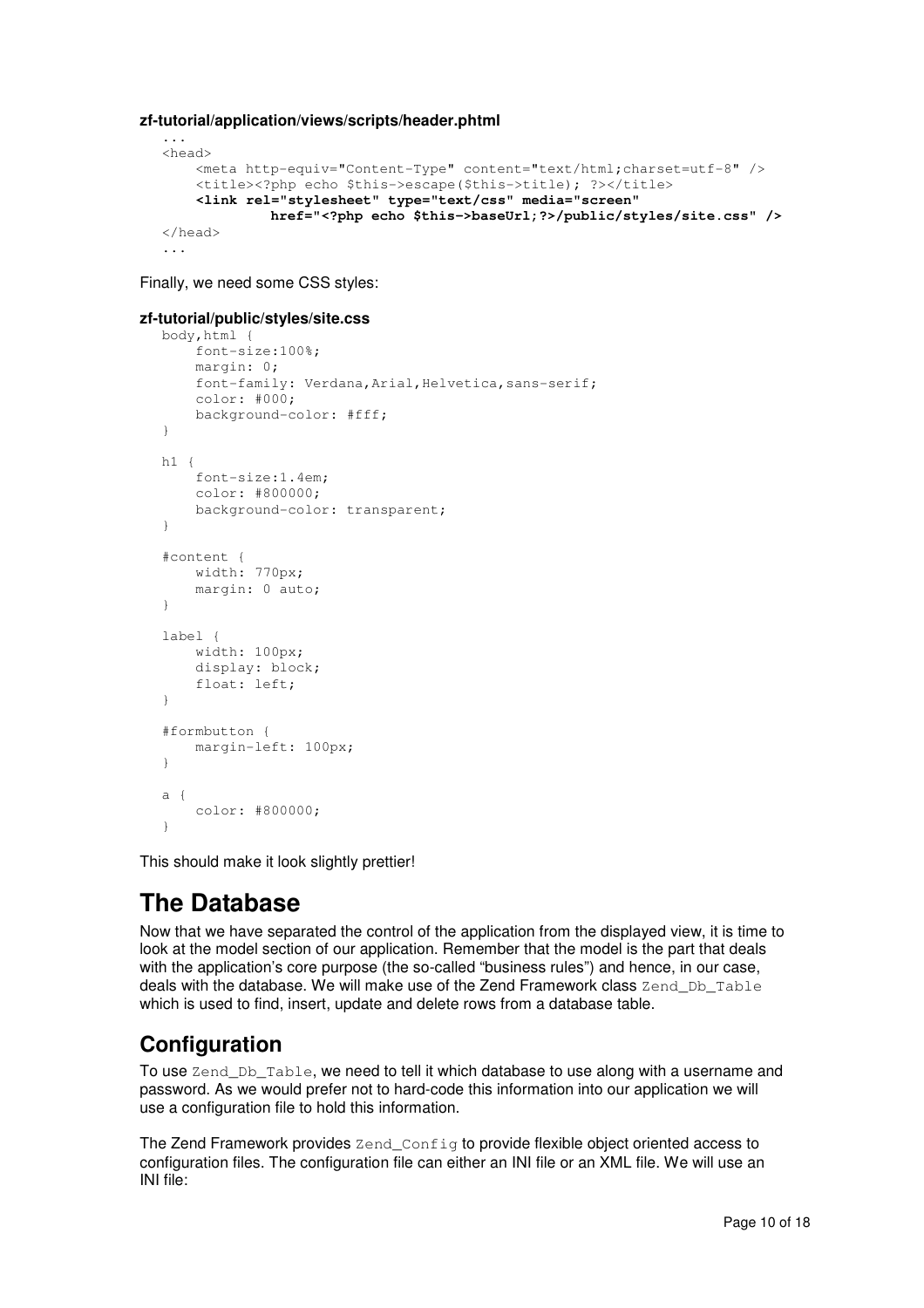**zf-tutorial/application/views/scripts/header.phtml**

```
...
<head>
    <meta http-equiv="Content-Type" content="text/html;charset=utf-8" />
    <title><?php echo $this->escape($this->title); ?></title>
    <link rel="stylesheet" type="text/css" media="screen"
             href="<?php echo $this->baseUrl;?>/public/styles/site.css" />
</head>
...
```

Finally, we need some CSS styles:

**zf-tutorial/public/styles/site.css**

```
body,html {
    font-size:100%;
    margin: 0;
    font-family: Verdana,Arial,Helvetica,sans-serif;
    color: #000;
    background-color: #fff;
}

h1 {
    font-size:1.4em;
    color: #800000;
    background-color: transparent;
}

#content {
    width: 770px;
    margin: 0 auto;
}

label {
    width: 100px;
    display: block;
    float: left;
}

#formbutton {
    margin-left: 100px;
}

a {
    color: #800000;
}
```

This should make it look slightly prettier!

# The Database

Now that we have separated the control of the application from the displayed view, it is time to look at the model section of our application. Remember that the model is the part that deals with the application's core purpose (the so-called "business rules") and hence, in our case, deals with the database. We will make use of the Zend Framework class `Zend_Db_Table` which is used to find, insert, update and delete rows from a database table.

## Configuration

To use `Zend_Db_Table`, we need to tell it which database to use along with a username and password. As we would prefer not to hard-code this information into our application we will use a configuration file to hold this information.

The Zend Framework provides `Zend_Config` to provide flexible object oriented access to configuration files. The configuration file can either an INI file or an XML file. We will use an INI file: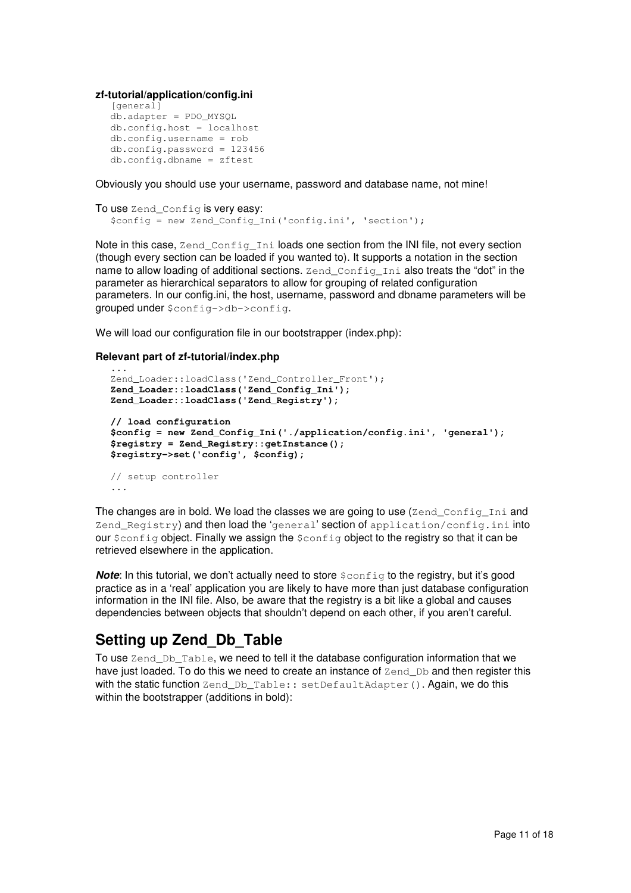**zf-tutorial/application/config.ini**

```
[general]
db.adapter = PDO_MYSQL
db.config.host = localhost
db.config.username = rob
db.config.password = 123456
db.config.dbname = zftest
```

Obviously you should use your username, password and database name, not mine!

To use `Zend_Config` is very easy:

```
$config = new Zend_Config_Ini('config.ini', 'section');
```

Note in this case, `Zend_Config_Ini` loads one section from the INI file, not every section (though every section can be loaded if you wanted to). It supports a notation in the section name to allow loading of additional sections. `Zend_Config_Ini` also treats the "dot" in the parameter as hierarchical separators to allow for grouping of related configuration parameters. In our config.ini, the host, username, password and dbname parameters will be grouped under `$config->db->config`.

We will load our configuration file in our bootstrapper (index.php):

**Relevant part of zf-tutorial/index.php**

```
...
Zend_Loader::loadClass('Zend_Controller_Front');
Zend_Loader::loadClass('Zend_Config_Ini');
Zend_Loader::loadClass('Zend_Registry');

// load configuration
$config = new Zend_Config_Ini('./application/config.ini', 'general');
$registry = Zend_Registry::getInstance();
$registry->set('config', $config);

// setup controller
...
```

The changes are in bold. We load the classes we are going to use (`Zend_Config_Ini` and `Zend_Registry`) and then load the '`general`' section of `application/config.ini` into our `$config` object. Finally we assign the `$config` object to the registry so that it can be retrieved elsewhere in the application.

***Note***: In this tutorial, we don't actually need to store `$config` to the registry, but it's good practice as in a 'real' application you are likely to have more than just database configuration information in the INI file. Also, be aware that the registry is a bit like a global and causes dependencies between objects that shouldn't depend on each other, if you aren't careful.

## Setting up Zend_Db_Table

To use `Zend_Db_Table`, we need to tell it the database configuration information that we have just loaded. To do this we need to create an instance of `Zend_Db` and then register this with the static function `Zend_Db_Table:: setDefaultAdapter()`. Again, we do this within the bootstrapper (additions in bold):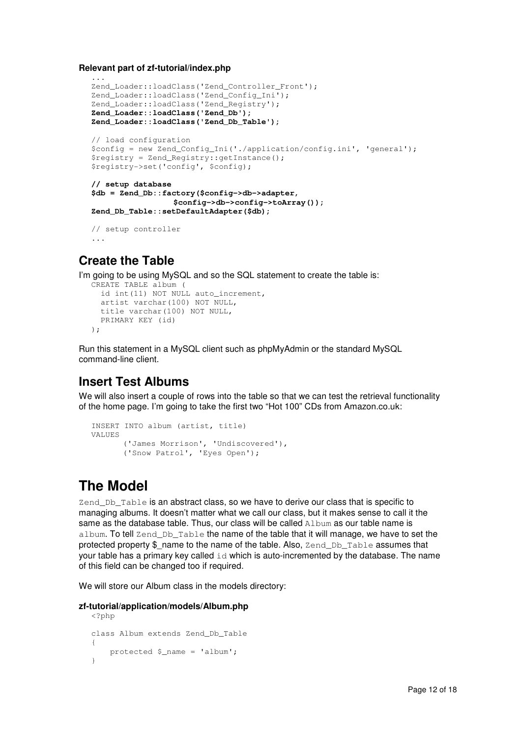**Relevant part of zf-tutorial/index.php**

```
...
Zend_Loader::loadClass('Zend_Controller_Front');
Zend_Loader::loadClass('Zend_Config_Ini');
Zend_Loader::loadClass('Zend_Registry');
Zend_Loader::loadClass('Zend_Db');
Zend_Loader::loadClass('Zend_Db_Table');

// load configuration
$config = new Zend_Config_Ini('./application/config.ini', 'general');
$registry = Zend_Registry::getInstance();
$registry->set('config', $config);

// setup database
$db = Zend_Db::factory($config->db->adapter,
                $config->db->config->toArray());
Zend_Db_Table::setDefaultAdapter($db);

// setup controller
...
```

## Create the Table

I'm going to be using MySQL and so the SQL statement to create the table is:

```
CREATE TABLE album (
  id int(11) NOT NULL auto_increment,
  artist varchar(100) NOT NULL,
  title varchar(100) NOT NULL,
  PRIMARY KEY (id)
);
```

Run this statement in a MySQL client such as phpMyAdmin or the standard MySQL command-line client.

## Insert Test Albums

We will also insert a couple of rows into the table so that we can test the retrieval functionality of the home page. I'm going to take the first two "Hot 100" CDs from Amazon.co.uk:

```
INSERT INTO album (artist, title)
VALUES
      ('James Morrison', 'Undiscovered'),
      ('Snow Patrol', 'Eyes Open');
```

# The Model

`Zend_Db_Table` is an abstract class, so we have to derive our class that is specific to managing albums. It doesn't matter what we call our class, but it makes sense to call it the same as the database table. Thus, our class will be called `Album` as our table name is `album`. To tell `Zend_Db_Table` the name of the table that it will manage, we have to set the protected property $_name to the name of the table. Also, `Zend_Db_Table` assumes that your table has a primary key called `id` which is auto-incremented by the database. The name of this field can be changed too if required.

We will store our Album class in the models directory:

**zf-tutorial/application/models/Album.php**

```
<?php

class Album extends Zend_Db_Table
{
    protected $_name = 'album';
}
```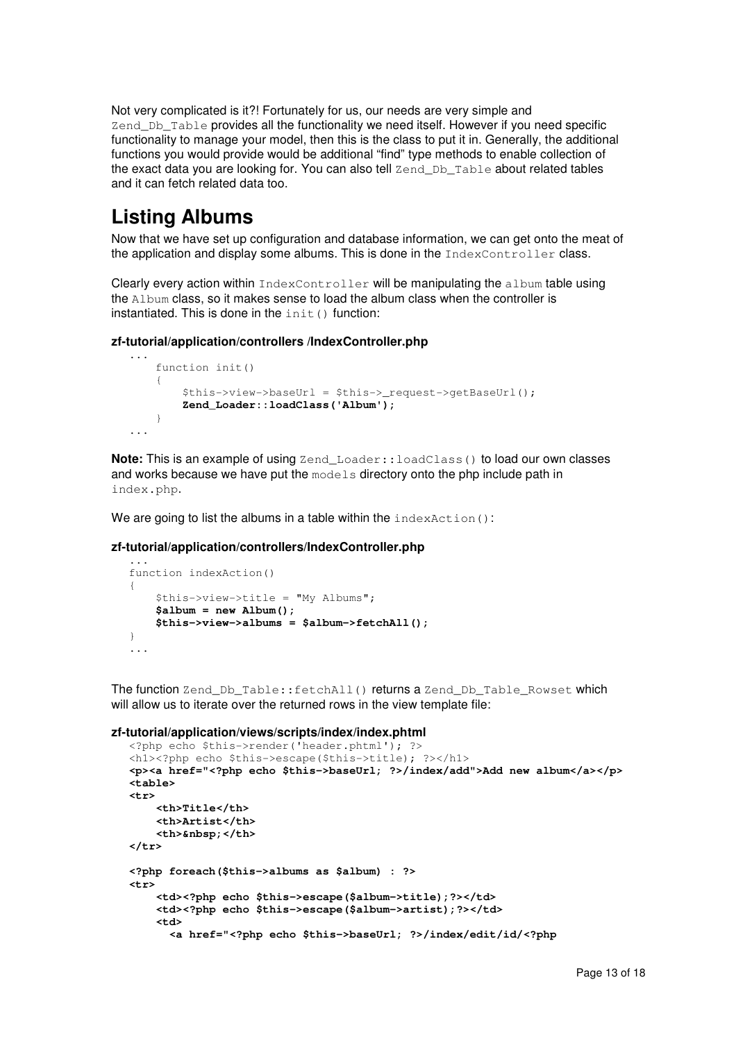Not very complicated is it?! Fortunately for us, our needs are very simple and `Zend_Db_Table` provides all the functionality we need itself. However if you need specific functionality to manage your model, then this is the class to put it in. Generally, the additional functions you would provide would be additional "find" type methods to enable collection of the exact data you are looking for. You can also tell `Zend_Db_Table` about related tables and it can fetch related data too.

# Listing Albums

Now that we have set up configuration and database information, we can get onto the meat of the application and display some albums. This is done in the `IndexController` class.

Clearly every action within `IndexController` will be manipulating the `album` table using the `Album` class, so it makes sense to load the album class when the controller is instantiated. This is done in the `init()` function:

**zf-tutorial/application/controllers /IndexController.php**

```
...
    function init()
    {
        $this->view->baseUrl = $this->_request->getBaseUrl();
        Zend_Loader::loadClass('Album');
    }
...
```

**Note:** This is an example of using `Zend_Loader::loadClass()` to load our own classes and works because we have put the `models` directory onto the php include path in `index.php`.

We are going to list the albums in a table within the `indexAction()`:

**zf-tutorial/application/controllers/IndexController.php**

```
...
function indexAction()
{
    $this->view->title = "My Albums";
    $album = new Album();
    $this->view->albums = $album->fetchAll();
}
...
```

The function `Zend_Db_Table::fetchAll()` returns a `Zend_Db_Table_Rowset` which will allow us to iterate over the returned rows in the view template file:

**zf-tutorial/application/views/scripts/index/index.phtml**

```
<?php echo $this->render('header.phtml'); ?>
<h1><?php echo $this->escape($this->title); ?></h1>
<p><a href="<?php echo $this->baseUrl; ?>/index/add">Add new album</a></p>
<table>
<tr>
    <th>Title</th>
    <th>Artist</th>
    <th>&nbsp;</th>
</tr>

<?php foreach($this->albums as $album) : ?>
<tr>
    <td><?php echo $this->escape($album->title);?></td>
    <td><?php echo $this->escape($album->artist);?></td>
    <td>
      <a href="<?php echo $this->baseUrl; ?>/index/edit/id/<?php
```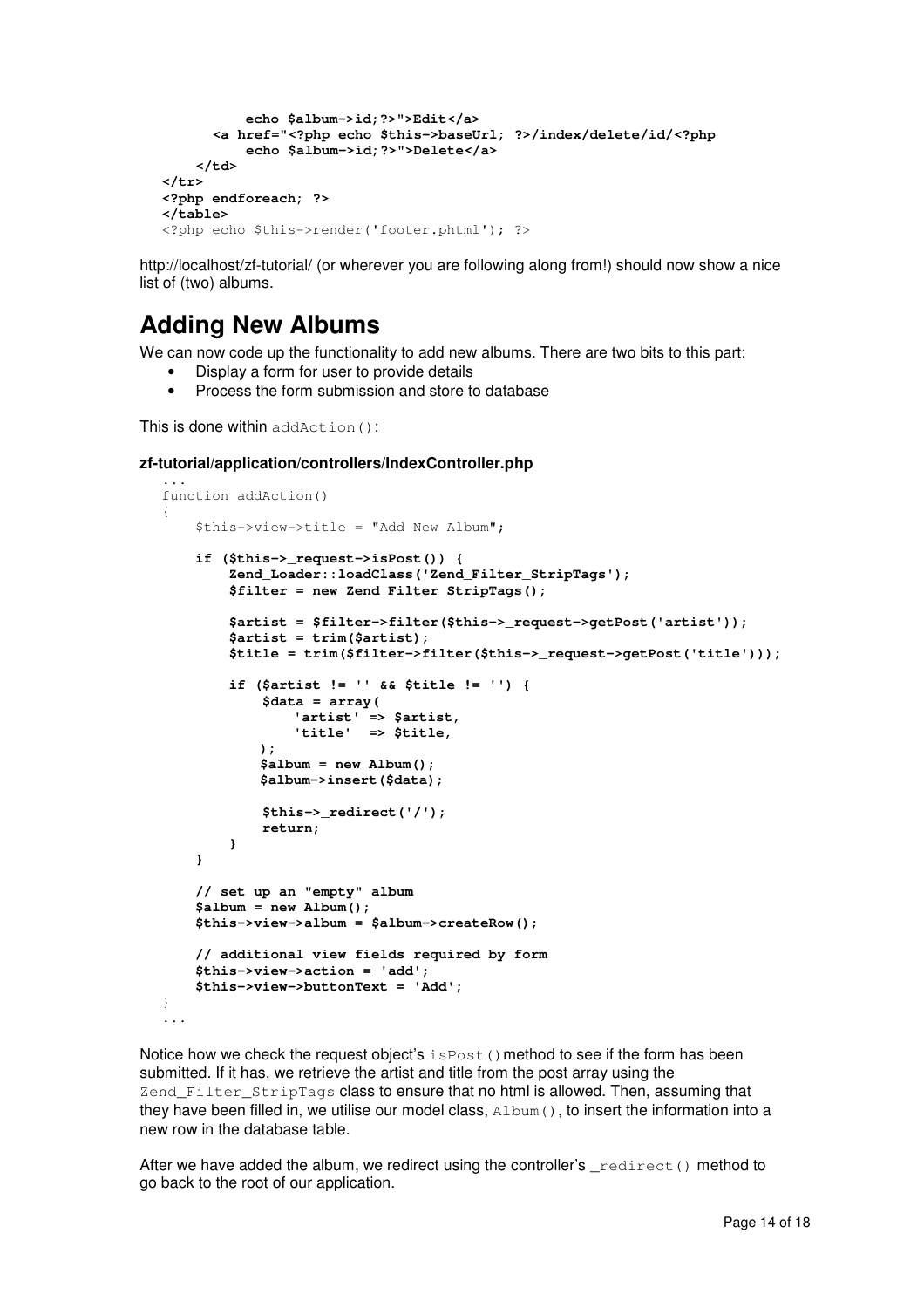```
            echo $album->id;?>">Edit</a>
        <a href="<?php echo $this->baseUrl; ?>/index/delete/id/<?php
            echo $album->id;?>">Delete</a>
    </td>
</tr>
<?php endforeach; ?>
</table>
<?php echo $this->render('footer.phtml'); ?>
```

http://localhost/zf-tutorial/ (or wherever you are following along from!) should now show a nice list of (two) albums.

# Adding New Albums

We can now code up the functionality to add new albums. There are two bits to this part:

- Display a form for user to provide details
- Process the form submission and store to database

This is done within `addAction()`:

**zf-tutorial/application/controllers/IndexController.php**

```
...
function addAction()
{
    $this->view->title = "Add New Album";

    if ($this->_request->isPost()) {
        Zend_Loader::loadClass('Zend_Filter_StripTags');
        $filter = new Zend_Filter_StripTags();

        $artist = $filter->filter($this->_request->getPost('artist'));
        $artist = trim($artist);
        $title = trim($filter->filter($this->_request->getPost('title')));

        if ($artist != '' && $title != '') {
            $data = array(
                'artist' => $artist,
                'title'  => $title,
            );
            $album = new Album();
            $album->insert($data);

            $this->_redirect('/');
            return;
        }
    }

    // set up an "empty" album
    $album = new Album();
    $this->view->album = $album->createRow();

    // additional view fields required by form
    $this->view->action = 'add';
    $this->view->buttonText = 'Add';
}
...
```

Notice how we check the request object's `isPost()` method to see if the form has been submitted. If it has, we retrieve the artist and title from the post array using the `Zend_Filter_StripTags` class to ensure that no html is allowed. Then, assuming that they have been filled in, we utilise our model class, `Album()`, to insert the information into a new row in the database table.

After we have added the album, we redirect using the controller's `_redirect()` method to go back to the root of our application.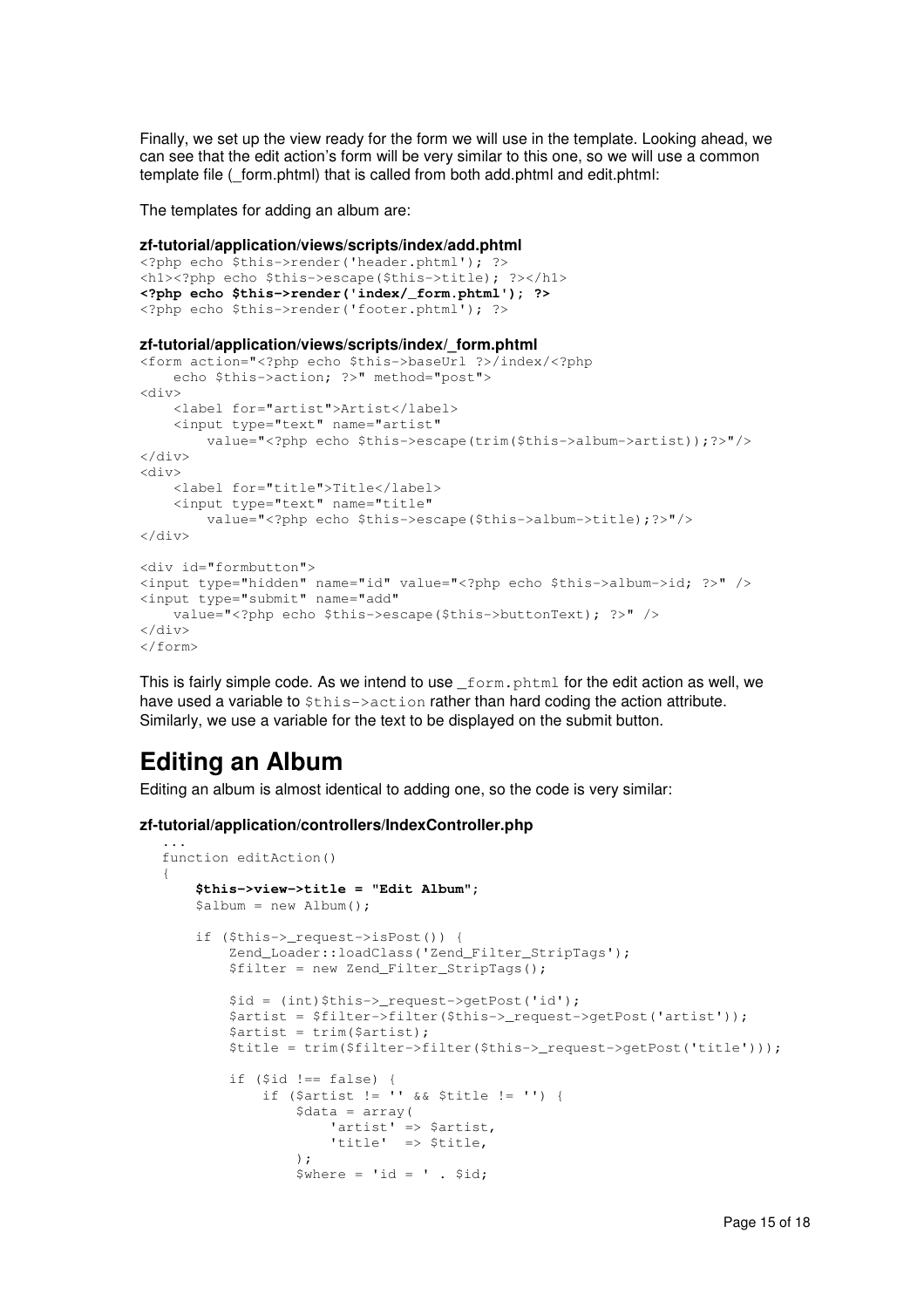Finally, we set up the view ready for the form we will use in the template. Looking ahead, we can see that the edit action's form will be very similar to this one, so we will use a common template file (_form.phtml) that is called from both add.phtml and edit.phtml:

The templates for adding an album are:

**zf-tutorial/application/views/scripts/index/add.phtml**

```
<?php echo $this->render('header.phtml'); ?>
<h1><?php echo $this->escape($this->title); ?></h1>
<?php echo $this->render('index/_form.phtml'); ?>
<?php echo $this->render('footer.phtml'); ?>
```

**zf-tutorial/application/views/scripts/index/_form.phtml**

```
<form action="<?php echo $this->baseUrl ?>/index/<?php
    echo $this->action; ?>" method="post">
<div>
    <label for="artist">Artist</label>
    <input type="text" name="artist"
        value="<?php echo $this->escape(trim($this->album->artist));?>"/>
</div>
<div>
    <label for="title">Title</label>
    <input type="text" name="title"
        value="<?php echo $this->escape($this->album->title);?>"/>
</div>

<div id="formbutton">
<input type="hidden" name="id" value="<?php echo $this->album->id; ?>" />
<input type="submit" name="add"
    value="<?php echo $this->escape($this->buttonText); ?>" />
</div>
</form>
```

This is fairly simple code. As we intend to use `_form.phtml` for the edit action as well, we have used a variable to `$this->action` rather than hard coding the action attribute. Similarly, we use a variable for the text to be displayed on the submit button.

# Editing an Album

Editing an album is almost identical to adding one, so the code is very similar:

**zf-tutorial/application/controllers/IndexController.php**

```
...
function editAction()
{
    $this->view->title = "Edit Album";
    $album = new Album();

    if ($this->_request->isPost()) {
        Zend_Loader::loadClass('Zend_Filter_StripTags');
        $filter = new Zend_Filter_StripTags();

        $id = (int)$this->_request->getPost('id');
        $artist = $filter->filter($this->_request->getPost('artist'));
        $artist = trim($artist);
        $title = trim($filter->filter($this->_request->getPost('title')));

        if ($id !== false) {
            if ($artist != '' && $title != '') {
                $data = array(
                    'artist' => $artist,
                    'title'  => $title,
                );
                $where = 'id = ' . $id;
```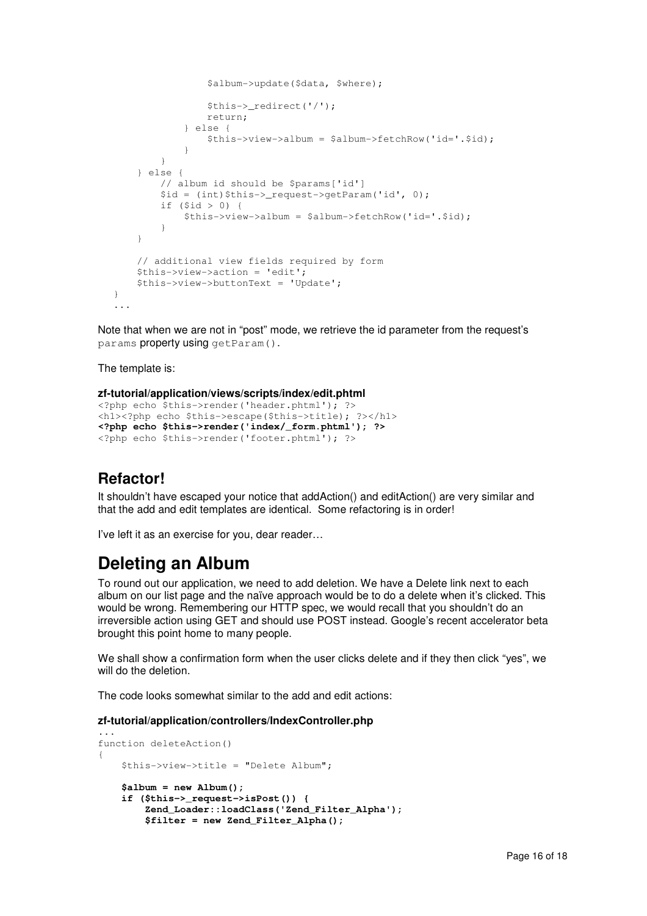```
                $album->update($data, $where);

                $this->_redirect('/');
                return;
            } else {
                $this->view->album = $album->fetchRow('id='.$id);
            }
        }
    } else {
        // album id should be $params['id']
        $id = (int)$this->_request->getParam('id', 0);
        if ($id > 0) {
            $this->view->album = $album->fetchRow('id='.$id);
        }
    }

    // additional view fields required by form
    $this->view->action = 'edit';
    $this->view->buttonText = 'Update';
}
...
```

Note that when we are not in "post" mode, we retrieve the id parameter from the request's `params` property using `getParam()`.

The template is:

**zf-tutorial/application/views/scripts/index/edit.phtml**

```
<?php echo $this->render('header.phtml'); ?>
<h1><?php echo $this->escape($this->title); ?></h1>
<?php echo $this->render('index/_form.phtml'); ?>
<?php echo $this->render('footer.phtml'); ?>
```

## Refactor!

It shouldn't have escaped your notice that addAction() and editAction() are very similar and that the add and edit templates are identical. Some refactoring is in order!

I've left it as an exercise for you, dear reader…

# Deleting an Album

To round out our application, we need to add deletion. We have a Delete link next to each album on our list page and the naïve approach would be to do a delete when it's clicked. This would be wrong. Remembering our HTTP spec, we would recall that you shouldn't do an irreversible action using GET and should use POST instead. Google's recent accelerator beta brought this point home to many people.

We shall show a confirmation form when the user clicks delete and if they then click "yes", we will do the deletion.

The code looks somewhat similar to the add and edit actions:

**zf-tutorial/application/controllers/IndexController.php**

```
...
function deleteAction()
{
    $this->view->title = "Delete Album";

    $album = new Album();
    if ($this->_request->isPost()) {
        Zend_Loader::loadClass('Zend_Filter_Alpha');
        $filter = new Zend_Filter_Alpha();
```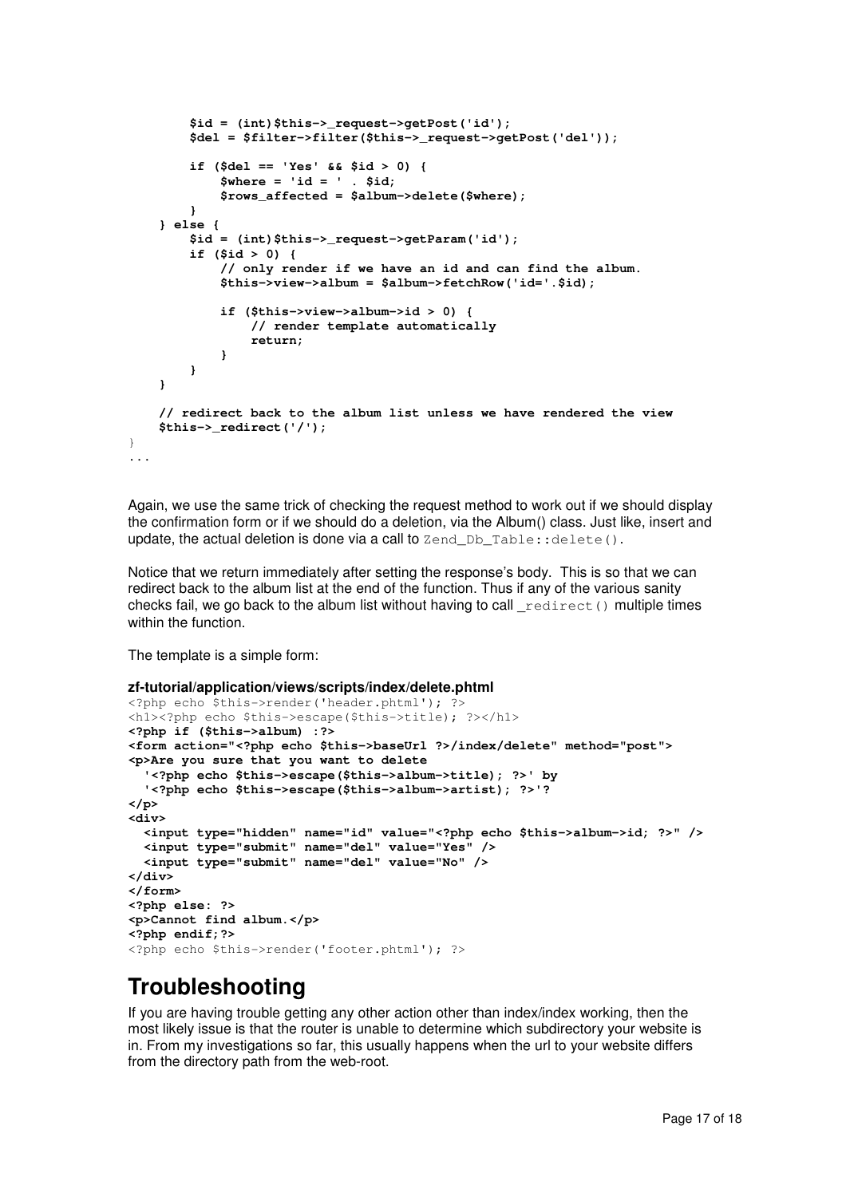```
        $id = (int)$this->_request->getPost('id');
        $del = $filter->filter($this->_request->getPost('del'));

        if ($del == 'Yes' && $id > 0) {
            $where = 'id = ' . $id;
            $rows_affected = $album->delete($where);
        }
    } else {
        $id = (int)$this->_request->getParam('id');
        if ($id > 0) {
            // only render if we have an id and can find the album.
            $this->view->album = $album->fetchRow('id='.$id);

            if ($this->view->album->id > 0) {
                // render template automatically
                return;
            }
        }
    }

    // redirect back to the album list unless we have rendered the view
    $this->_redirect('/');
}
...
```

Again, we use the same trick of checking the request method to work out if we should display the confirmation form or if we should do a deletion, via the Album() class. Just like, insert and update, the actual deletion is done via a call to `Zend_Db_Table::delete()`.

Notice that we return immediately after setting the response's body. This is so that we can redirect back to the album list at the end of the function. Thus if any of the various sanity checks fail, we go back to the album list without having to call `_redirect()` multiple times within the function.

The template is a simple form:

**zf-tutorial/application/views/scripts/index/delete.phtml**

```
<?php echo $this->render('header.phtml'); ?>
<h1><?php echo $this->escape($this->title); ?></h1>
<?php if ($this->album) :?>
<form action="<?php echo $this->baseUrl ?>/index/delete" method="post">
<p>Are you sure that you want to delete
  '<?php echo $this->escape($this->album->title); ?>' by
  '<?php echo $this->escape($this->album->artist); ?>'?
</p>
<div>
  <input type="hidden" name="id" value="<?php echo $this->album->id; ?>" />
  <input type="submit" name="del" value="Yes" />
  <input type="submit" name="del" value="No" />
</div>
</form>
<?php else: ?>
<p>Cannot find album.</p>
<?php endif;?>
<?php echo $this->render('footer.phtml'); ?>
```

# Troubleshooting

If you are having trouble getting any other action other than index/index working, then the most likely issue is that the router is unable to determine which subdirectory your website is in. From my investigations so far, this usually happens when the url to your website differs from the directory path from the web-root.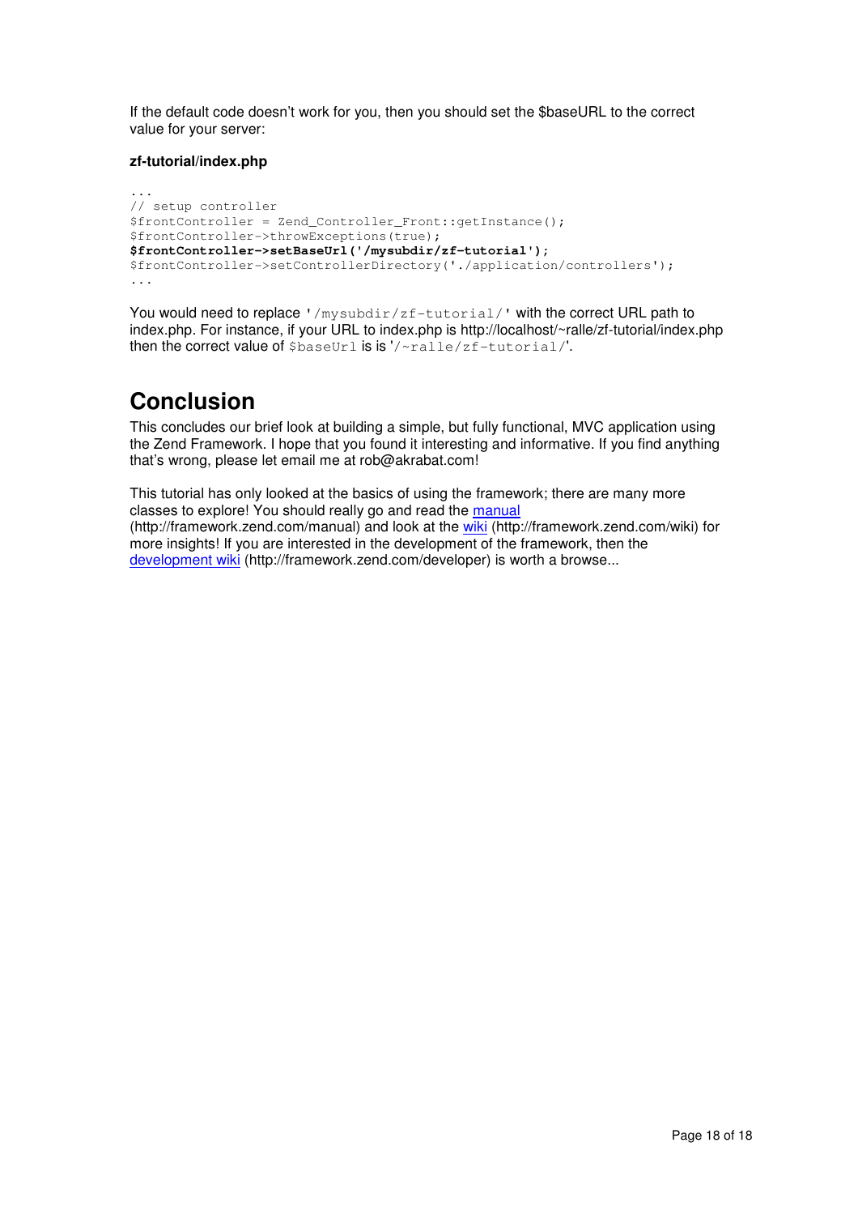If the default code doesn't work for you, then you should set the $baseURL to the correct value for your server:

**zf-tutorial/index.php**

```
...
// setup controller
$frontController = Zend_Controller_Front::getInstance();
$frontController->throwExceptions(true);
$frontController->setBaseUrl('/mysubdir/zf-tutorial');
$frontController->setControllerDirectory('./application/controllers');
...
```

You would need to replace `'/mysubdir/zf-tutorial/'` with the correct URL path to index.php. For instance, if your URL to index.php is http://localhost/~ralle/zf-tutorial/index.php then the correct value of `$baseUrl` is is '`/~ralle/zf-tutorial/`'.

# Conclusion

This concludes our brief look at building a simple, but fully functional, MVC application using the Zend Framework. I hope that you found it interesting and informative. If you find anything that's wrong, please let email me at rob@akrabat.com!

This tutorial has only looked at the basics of using the framework; there are many more classes to explore! You should really go and read the [manual](http://framework.zend.com/manual) (http://framework.zend.com/manual) and look at the [wiki](http://framework.zend.com/wiki) (http://framework.zend.com/wiki) for more insights! If you are interested in the development of the framework, then the [development wiki](http://framework.zend.com/developer) (http://framework.zend.com/developer) is worth a browse...